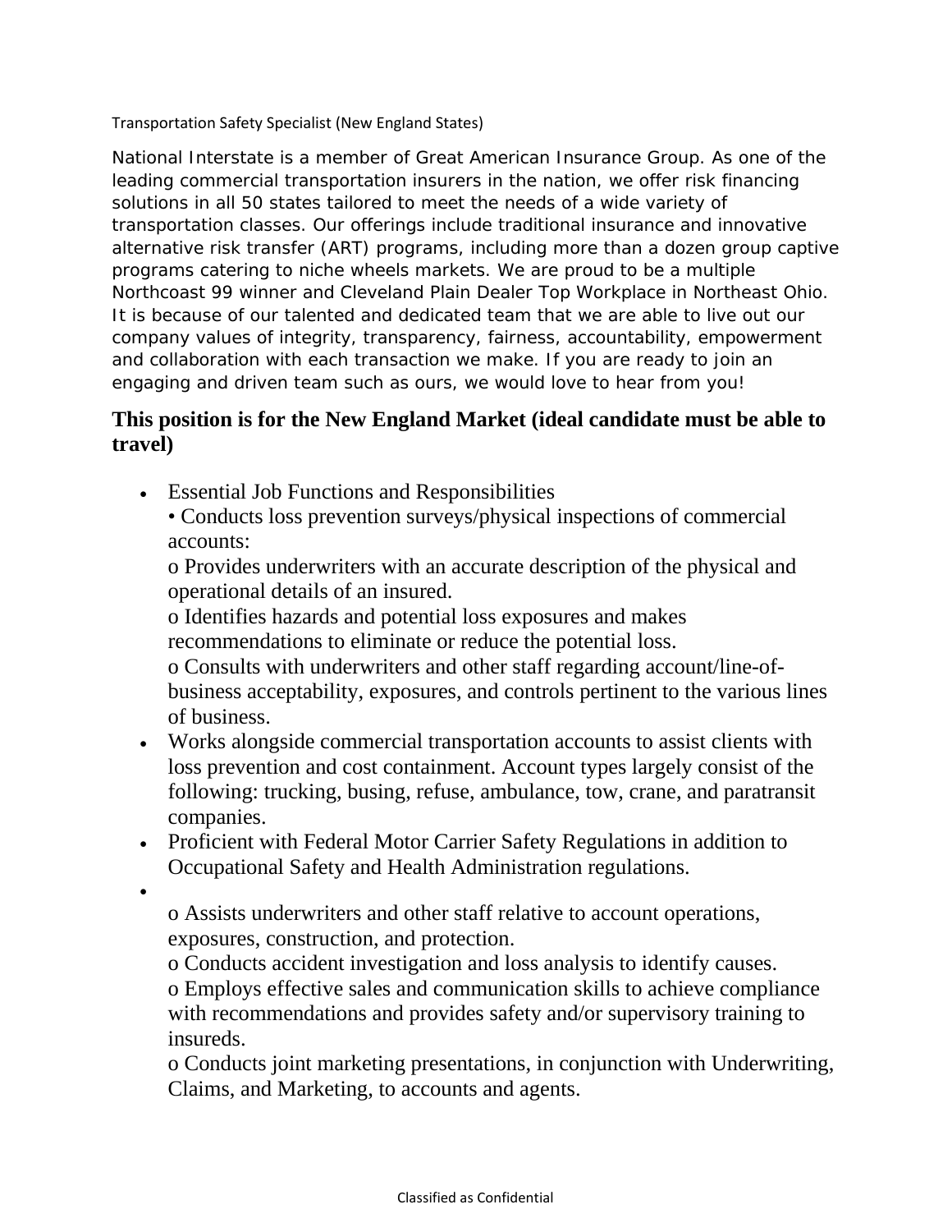Transportation Safety Specialist (New England States)

National Interstate is a member of Great American Insurance Group. As one of the leading commercial transportation insurers in the nation, we offer risk financing solutions in all 50 states tailored to meet the needs of a wide variety of transportation classes. Our offerings include traditional insurance and innovative alternative risk transfer (ART) programs, including more than a dozen group captive programs catering to niche wheels markets. We are proud to be a multiple Northcoast 99 winner and Cleveland Plain Dealer Top Workplace in Northeast Ohio. It is because of our talented and dedicated team that we are able to live out our company values of integrity, transparency, fairness, accountability, empowerment and collaboration with each transaction we make. If you are ready to join an engaging and driven team such as ours, we would love to hear from you!

### This position is for the New England Market (ideal candidate must be able to travel)

- Essential Job Functions and Responsibilities
  • Conducts loss prevention surveys/physical inspections of commercial accounts:
  o Provides underwriters with an accurate description of the physical and operational details of an insured.
  o Identifies hazards and potential loss exposures and makes recommendations to eliminate or reduce the potential loss.
  o Consults with underwriters and other staff regarding account/line-of-business acceptability, exposures, and controls pertinent to the various lines of business.
- Works alongside commercial transportation accounts to assist clients with loss prevention and cost containment. Account types largely consist of the following: trucking, busing, refuse, ambulance, tow, crane, and paratransit companies.
- Proficient with Federal Motor Carrier Safety Regulations in addition to Occupational Safety and Health Administration regulations.
- o Assists underwriters and other staff relative to account operations, exposures, construction, and protection.
  o Conducts accident investigation and loss analysis to identify causes.
  o Employs effective sales and communication skills to achieve compliance with recommendations and provides safety and/or supervisory training to insureds.
  o Conducts joint marketing presentations, in conjunction with Underwriting, Claims, and Marketing, to accounts and agents.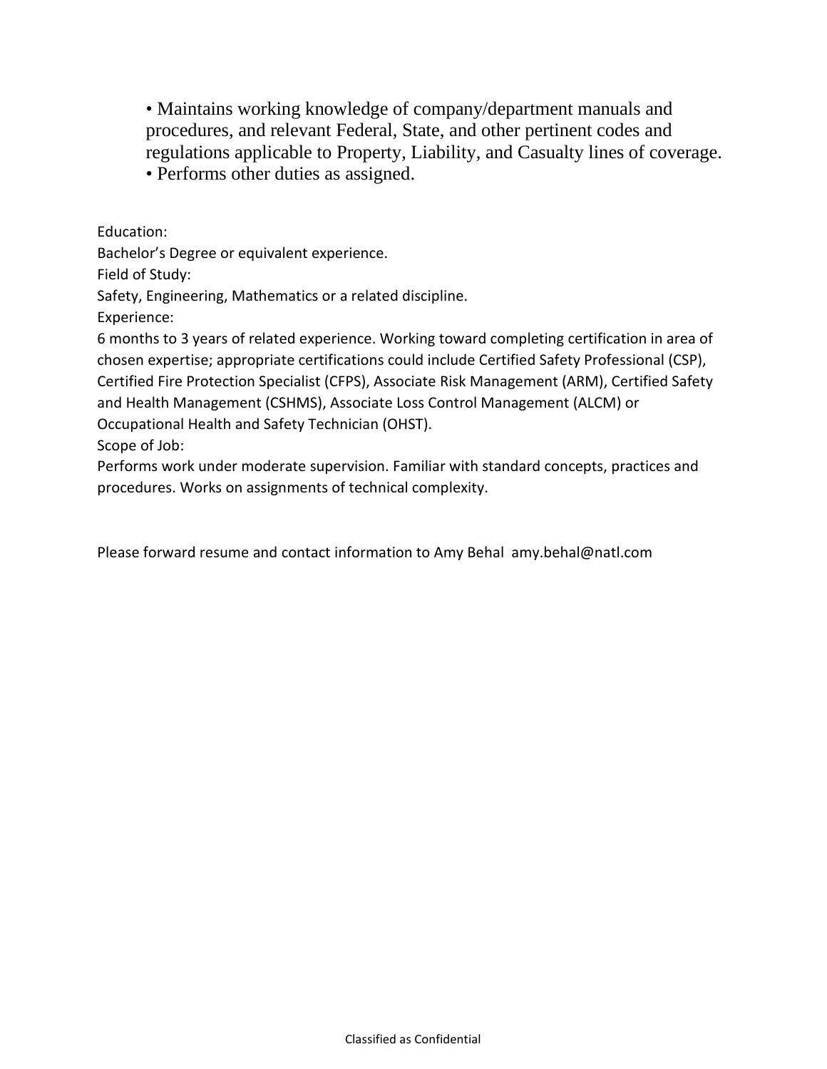- Maintains working knowledge of company/department manuals and procedures, and relevant Federal, State, and other pertinent codes and regulations applicable to Property, Liability, and Casualty lines of coverage.
- Performs other duties as assigned.

Education:

Bachelor's Degree or equivalent experience.

Field of Study:

Safety, Engineering, Mathematics or a related discipline.

Experience:

6 months to 3 years of related experience. Working toward completing certification in area of chosen expertise; appropriate certifications could include Certified Safety Professional (CSP), Certified Fire Protection Specialist (CFPS), Associate Risk Management (ARM), Certified Safety and Health Management (CSHMS), Associate Loss Control Management (ALCM) or Occupational Health and Safety Technician (OHST).

Scope of Job:

Performs work under moderate supervision. Familiar with standard concepts, practices and procedures. Works on assignments of technical complexity.

Please forward resume and contact information to Amy Behal amy.behal@natl.com